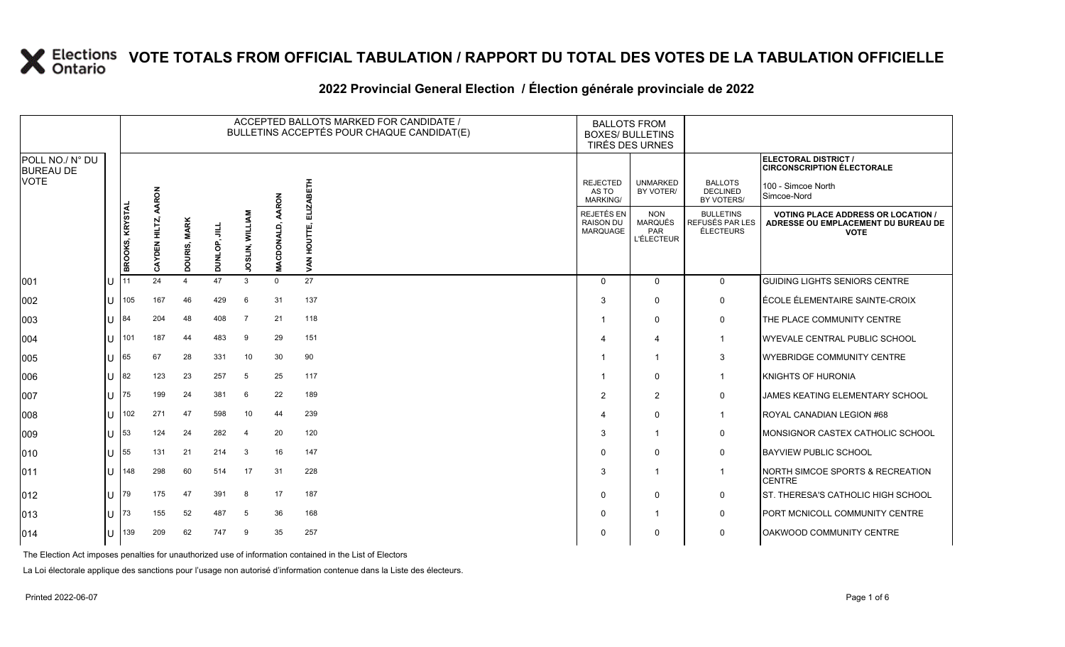# VOTE TOTALS FROM OFFICIAL TABULATION / RAPPORT DU TOTAL DES VOTES DE LA TABULATION OFFICIELLE

## 2022 Provincial General Election / Élection générale provinciale de 2022

| POLL NO./ N° DU BUREAU DE VOTE | | ACCEPTED BALLOTS MARKED FOR CANDIDATE / BULLETINS ACCEPTÉS POUR CHAQUE CANDIDAT(E) | | | | | | | BALLOTS FROM BOXES/ BULLETINS TIRÉS DES URNES | | | ELECTORAL DISTRICT / CIRCONSCRIPTION ÉLECTORALE 100 - Simcoe North Simcoe-Nord |
|---|---|---|---|---|---|---|---|---|---|---|---|---|
| | | BROOKS, KRYSTAL | CAYDEN HILTZ, AARON | DOURIS, MARK | DUNLOP, JILL | JOSLIN, WILLIAM | MACDONALD, AARON | VAN HOUTTE, ELIZABETH | REJECTED AS TO MARKING/ REJETÉS EN RAISON DU MARQUAGE | UNMARKED BY VOTER/ NON MARQUÉS PAR L'ÉLECTEUR | BALLOTS DECLINED BY VOTERS/ BULLETINS REFUSÉS PAR LES ÉLECTEURS | VOTING PLACE ADDRESS OR LOCATION / ADRESSE OU EMPLACEMENT DU BUREAU DE VOTE |
| 001 | U | 11 | 24 | 4 | 47 | 3 | 0 | 27 | 0 | 0 | 0 | GUIDING LIGHTS SENIORS CENTRE |
| 002 | U | 105 | 167 | 46 | 429 | 6 | 31 | 137 | 3 | 0 | 0 | ÉCOLE ÉLEMENTAIRE SAINTE-CROIX |
| 003 | U | 84 | 204 | 48 | 408 | 7 | 21 | 118 | 1 | 0 | 0 | THE PLACE COMMUNITY CENTRE |
| 004 | U | 101 | 187 | 44 | 483 | 9 | 29 | 151 | 4 | 4 | 1 | WYEVALE CENTRAL PUBLIC SCHOOL |
| 005 | U | 65 | 67 | 28 | 331 | 10 | 30 | 90 | 1 | 1 | 3 | WYEBRIDGE COMMUNITY CENTRE |
| 006 | U | 82 | 123 | 23 | 257 | 5 | 25 | 117 | 1 | 0 | 1 | KNIGHTS OF HURONIA |
| 007 | U | 75 | 199 | 24 | 381 | 6 | 22 | 189 | 2 | 2 | 0 | JAMES KEATING ELEMENTARY SCHOOL |
| 008 | U | 102 | 271 | 47 | 598 | 10 | 44 | 239 | 4 | 0 | 1 | ROYAL CANADIAN LEGION #68 |
| 009 | U | 53 | 124 | 24 | 282 | 4 | 20 | 120 | 3 | 1 | 0 | MONSIGNOR CASTEX CATHOLIC SCHOOL |
| 010 | U | 55 | 131 | 21 | 214 | 3 | 16 | 147 | 0 | 0 | 0 | BAYVIEW PUBLIC SCHOOL |
| 011 | U | 148 | 298 | 60 | 514 | 17 | 31 | 228 | 3 | 1 | 1 | NORTH SIMCOE SPORTS & RECREATION CENTRE |
| 012 | U | 79 | 175 | 47 | 391 | 8 | 17 | 187 | 0 | 0 | 0 | ST. THERESA'S CATHOLIC HIGH SCHOOL |
| 013 | U | 73 | 155 | 52 | 487 | 5 | 36 | 168 | 0 | 1 | 0 | PORT MCNICOLL COMMUNITY CENTRE |
| 014 | U | 139 | 209 | 62 | 747 | 9 | 35 | 257 | 0 | 0 | 0 | OAKWOOD COMMUNITY CENTRE |

The Election Act imposes penalties for unauthorized use of information contained in the List of Electors

La Loi électorale applique des sanctions pour l'usage non autorisé d'information contenue dans la Liste des électeurs.

Printed 2022-06-07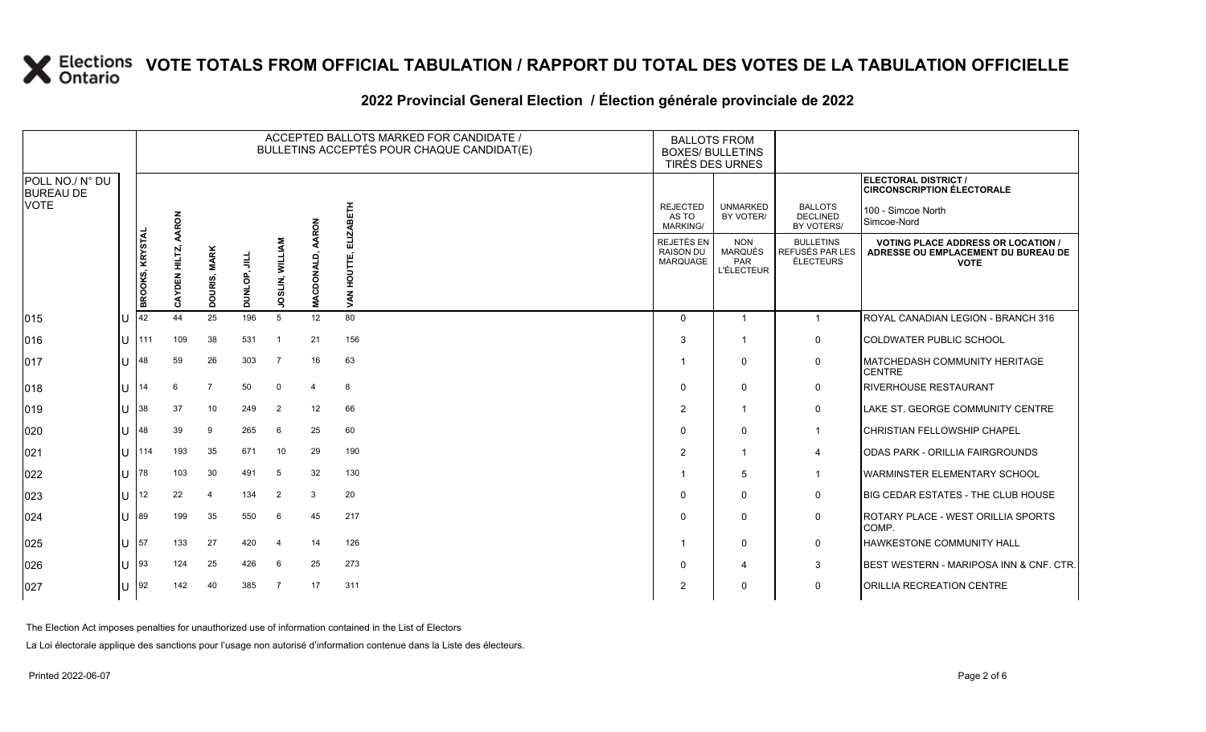# VOTE TOTALS FROM OFFICIAL TABULATION / RAPPORT DU TOTAL DES VOTES DE LA TABULATION OFFICIELLE

## 2022 Provincial General Election / Élection générale provinciale de 2022

**ELECTORAL DISTRICT / CIRCONSCRIPTION ÉLECTORALE:** 100 - Simcoe North / Simcoe-Nord

| POLL NO./ N° DU BUREAU DE VOTE | | ACCEPTED BALLOTS MARKED FOR CANDIDATE / BULLETINS ACCEPTÉS POUR CHAQUE CANDIDAT(E) | | | | | | | BALLOTS FROM BOXES/ BULLETINS TIRÉS DES URNES | | | |
|---|---|---|---|---|---|---|---|---|---|---|---|---|
| | | BROOKS, KRYSTAL | CAYDEN HILTZ, AARON | DOURIS, MARK | DUNLOP, JILL | JOSLIN, WILLIAM | MACDONALD, AARON | VAN HOUTTE, ELIZABETH | REJECTED AS TO MARKING/ REJETÉS EN RAISON DU MARQUAGE | UNMARKED BY VOTER/ NON MARQUÉS PAR L'ÉLECTEUR | BALLOTS DECLINED BY VOTERS/ BULLETINS REFUSÉS PAR LES ÉLECTEURS | VOTING PLACE ADDRESS OR LOCATION / ADRESSE OU EMPLACEMENT DU BUREAU DE VOTE |
| 015 | U | 42 | 44 | 25 | 196 | 5 | 12 | 80 | 0 | 1 | 1 | ROYAL CANADIAN LEGION - BRANCH 316 |
| 016 | U | 111 | 109 | 38 | 531 | 1 | 21 | 156 | 3 | 1 | 0 | COLDWATER PUBLIC SCHOOL |
| 017 | U | 48 | 59 | 26 | 303 | 7 | 16 | 63 | 1 | 0 | 0 | MATCHEDASH COMMUNITY HERITAGE CENTRE |
| 018 | U | 14 | 6 | 7 | 50 | 0 | 4 | 8 | 0 | 0 | 0 | RIVERHOUSE RESTAURANT |
| 019 | U | 38 | 37 | 10 | 249 | 2 | 12 | 66 | 2 | 1 | 0 | LAKE ST. GEORGE COMMUNITY CENTRE |
| 020 | U | 48 | 39 | 9 | 265 | 6 | 25 | 60 | 0 | 0 | 1 | CHRISTIAN FELLOWSHIP CHAPEL |
| 021 | U | 114 | 193 | 35 | 671 | 10 | 29 | 190 | 2 | 1 | 4 | ODAS PARK - ORILLIA FAIRGROUNDS |
| 022 | U | 78 | 103 | 30 | 491 | 5 | 32 | 130 | 1 | 5 | 1 | WARMINSTER ELEMENTARY SCHOOL |
| 023 | U | 12 | 22 | 4 | 134 | 2 | 3 | 20 | 0 | 0 | 0 | BIG CEDAR ESTATES - THE CLUB HOUSE |
| 024 | U | 89 | 199 | 35 | 550 | 6 | 45 | 217 | 0 | 0 | 0 | ROTARY PLACE - WEST ORILLIA SPORTS COMP. |
| 025 | U | 57 | 133 | 27 | 420 | 4 | 14 | 126 | 1 | 0 | 0 | HAWKESTONE COMMUNITY HALL |
| 026 | U | 93 | 124 | 25 | 426 | 6 | 25 | 273 | 0 | 4 | 3 | BEST WESTERN - MARIPOSA INN & CNF. CTR. |
| 027 | U | 92 | 142 | 40 | 385 | 7 | 17 | 311 | 2 | 0 | 0 | ORILLIA RECREATION CENTRE |

The Election Act imposes penalties for unauthorized use of information contained in the List of Electors

La Loi électorale applique des sanctions pour l'usage non autorisé d'information contenue dans la Liste des électeurs.

Printed 2022-06-07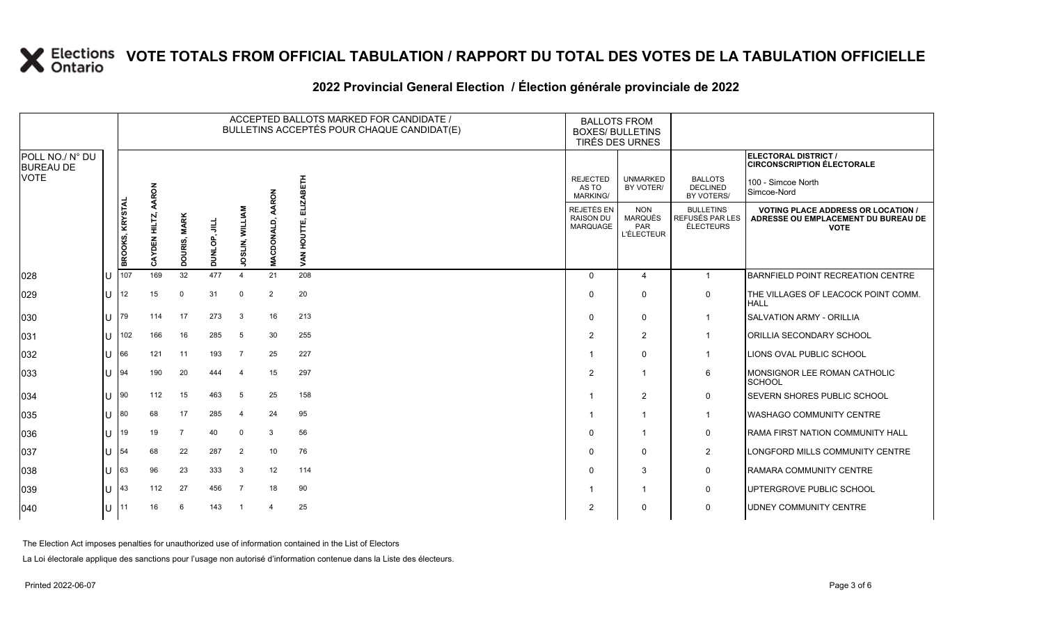# VOTE TOTALS FROM OFFICIAL TABULATION / RAPPORT DU TOTAL DES VOTES DE LA TABULATION OFFICIELLE

## 2022 Provincial General Election / Élection générale provinciale de 2022

ELECTORAL DISTRICT / CIRCONSCRIPTION ÉLECTORALE: 100 - Simcoe North / Simcoe-Nord

| POLL NO./ N° DU BUREAU DE VOTE | | ACCEPTED BALLOTS MARKED FOR CANDIDATE / BULLETINS ACCEPTÉS POUR CHAQUE CANDIDAT(E) | | | | | | | BALLOTS FROM BOXES/ BULLETINS TIRÉS DES URNES | | | |
|---|---|---|---|---|---|---|---|---|---|---|---|---|
| | | BROOKS, KRYSTAL | CAYDEN HILTZ, AARON | DOURIS, MARK | DUNLOP, JILL | JOSLIN, WILLIAM | MACDONALD, AARON | VAN HOUTTE, ELIZABETH | REJECTED AS TO MARKING/ REJETÉS EN RAISON DU MARQUAGE | UNMARKED BY VOTER/ NON MARQUÉS PAR L'ÉLECTEUR | BALLOTS DECLINED BY VOTERS/ BULLETINS REFUSÉS PAR LES ÉLECTEURS | VOTING PLACE ADDRESS OR LOCATION / ADRESSE OU EMPLACEMENT DU BUREAU DE VOTE |
| 028 | U | 107 | 169 | 32 | 477 | 4 | 21 | 208 | 0 | 4 | 1 | BARNFIELD POINT RECREATION CENTRE |
| 029 | U | 12 | 15 | 0 | 31 | 0 | 2 | 20 | 0 | 0 | 0 | THE VILLAGES OF LEACOCK POINT COMM. HALL |
| 030 | U | 79 | 114 | 17 | 273 | 3 | 16 | 213 | 0 | 0 | 1 | SALVATION ARMY - ORILLIA |
| 031 | U | 102 | 166 | 16 | 285 | 5 | 30 | 255 | 2 | 2 | 1 | ORILLIA SECONDARY SCHOOL |
| 032 | U | 66 | 121 | 11 | 193 | 7 | 25 | 227 | 1 | 0 | 1 | LIONS OVAL PUBLIC SCHOOL |
| 033 | U | 94 | 190 | 20 | 444 | 4 | 15 | 297 | 2 | 1 | 6 | MONSIGNOR LEE ROMAN CATHOLIC SCHOOL |
| 034 | U | 90 | 112 | 15 | 463 | 5 | 25 | 158 | 1 | 2 | 0 | SEVERN SHORES PUBLIC SCHOOL |
| 035 | U | 80 | 68 | 17 | 285 | 4 | 24 | 95 | 1 | 1 | 1 | WASHAGO COMMUNITY CENTRE |
| 036 | U | 19 | 19 | 7 | 40 | 0 | 3 | 56 | 0 | 1 | 0 | RAMA FIRST NATION COMMUNITY HALL |
| 037 | U | 54 | 68 | 22 | 287 | 2 | 10 | 76 | 0 | 0 | 2 | LONGFORD MILLS COMMUNITY CENTRE |
| 038 | U | 63 | 96 | 23 | 333 | 3 | 12 | 114 | 0 | 3 | 0 | RAMARA COMMUNITY CENTRE |
| 039 | U | 43 | 112 | 27 | 456 | 7 | 18 | 90 | 1 | 1 | 0 | UPTERGROVE PUBLIC SCHOOL |
| 040 | U | 11 | 16 | 6 | 143 | 1 | 4 | 25 | 2 | 0 | 0 | UDNEY COMMUNITY CENTRE |

The Election Act imposes penalties for unauthorized use of information contained in the List of Electors

La Loi électorale applique des sanctions pour l'usage non autorisé d'information contenue dans la Liste des électeurs.

Printed 2022-06-07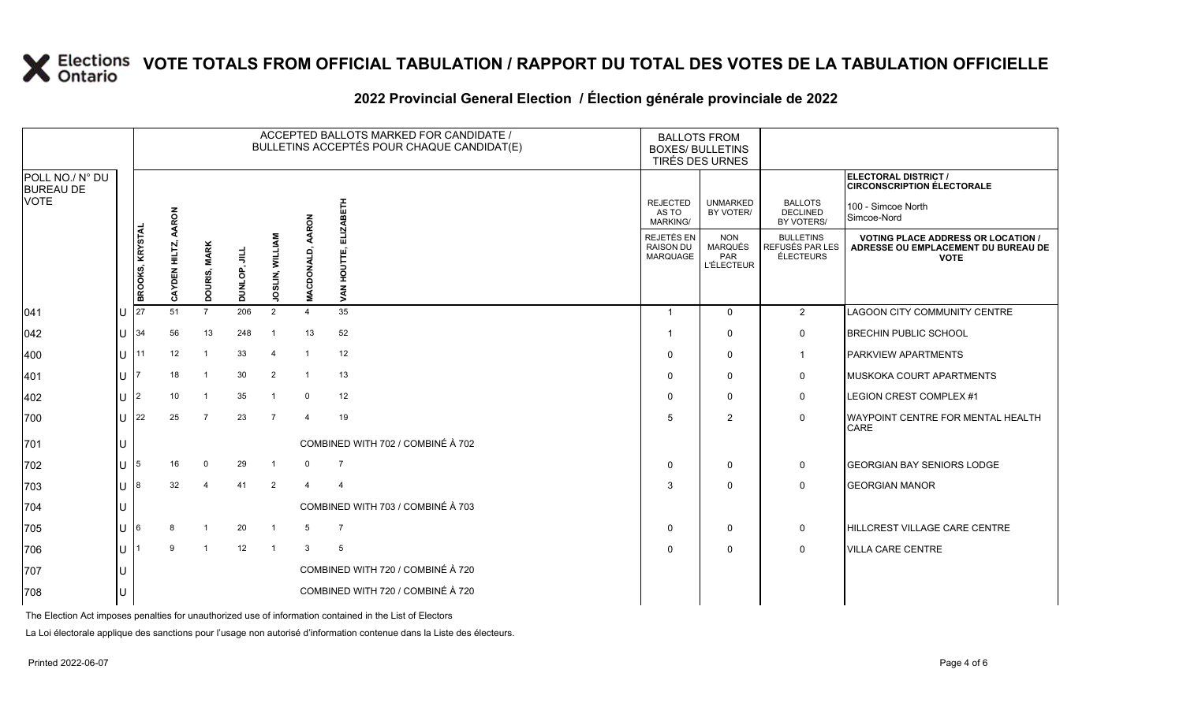# VOTE TOTALS FROM OFFICIAL TABULATION / RAPPORT DU TOTAL DES VOTES DE LA TABULATION OFFICIELLE

## 2022 Provincial General Election / Élection générale provinciale de 2022

ELECTORAL DISTRICT / CIRCONSCRIPTION ÉLECTORALE: 100 - Simcoe North / Simcoe-Nord

| POLL NO./ N° DU BUREAU DE VOTE | | ACCEPTED BALLOTS MARKED FOR CANDIDATE / BULLETINS ACCEPTÉS POUR CHAQUE CANDIDAT(E) | | | | | | | BALLOTS FROM BOXES/ BULLETINS TIRÉS DES URNES | | | |
|---|---|---|---|---|---|---|---|---|---|---|---|---|
| | | BROOKS, KRYSTAL | CAYDEN HILTZ, AARON | DOURIS, MARK | DUNLOP, JILL | JOSLIN, WILLIAM | MACDONALD, AARON | VAN HOUTTE, ELIZABETH | REJECTED AS TO MARKING/ REJETÉS EN RAISON DU MARQUAGE | UNMARKED BY VOTER/ NON MARQUÉS PAR L'ÉLECTEUR | BALLOTS DECLINED BY VOTERS/ BULLETINS REFUSÉS PAR LES ÉLECTEURS | VOTING PLACE ADDRESS OR LOCATION / ADRESSE OU EMPLACEMENT DU BUREAU DE VOTE |
| 041 | U | 27 | 51 | 7 | 206 | 2 | 4 | 35 | 1 | 0 | 2 | LAGOON CITY COMMUNITY CENTRE |
| 042 | U | 34 | 56 | 13 | 248 | 1 | 13 | 52 | 1 | 0 | 0 | BRECHIN PUBLIC SCHOOL |
| 400 | U | 11 | 12 | 1 | 33 | 4 | 1 | 12 | 0 | 0 | 1 | PARKVIEW APARTMENTS |
| 401 | U | 7 | 18 | 1 | 30 | 2 | 1 | 13 | 0 | 0 | 0 | MUSKOKA COURT APARTMENTS |
| 402 | U | 2 | 10 | 1 | 35 | 1 | 0 | 12 | 0 | 0 | 0 | LEGION CREST COMPLEX #1 |
| 700 | U | 22 | 25 | 7 | 23 | 7 | 4 | 19 | 5 | 2 | 0 | WAYPOINT CENTRE FOR MENTAL HEALTH CARE |
| 701 | U | COMBINED WITH 702 / COMBINÉ À 702 | | | | | | | | | | |
| 702 | U | 5 | 16 | 0 | 29 | 1 | 0 | 7 | 0 | 0 | 0 | GEORGIAN BAY SENIORS LODGE |
| 703 | U | 8 | 32 | 4 | 41 | 2 | 4 | 4 | 3 | 0 | 0 | GEORGIAN MANOR |
| 704 | U | COMBINED WITH 703 / COMBINÉ À 703 | | | | | | | | | | |
| 705 | U | 6 | 8 | 1 | 20 | 1 | 5 | 7 | 0 | 0 | 0 | HILLCREST VILLAGE CARE CENTRE |
| 706 | U | 1 | 9 | 1 | 12 | 1 | 3 | 5 | 0 | 0 | 0 | VILLA CARE CENTRE |
| 707 | U | COMBINED WITH 720 / COMBINÉ À 720 | | | | | | | | | | |
| 708 | U | COMBINED WITH 720 / COMBINÉ À 720 | | | | | | | | | | |

The Election Act imposes penalties for unauthorized use of information contained in the List of Electors

La Loi électorale applique des sanctions pour l'usage non autorisé d'information contenue dans la Liste des électeurs.

Printed 2022-06-07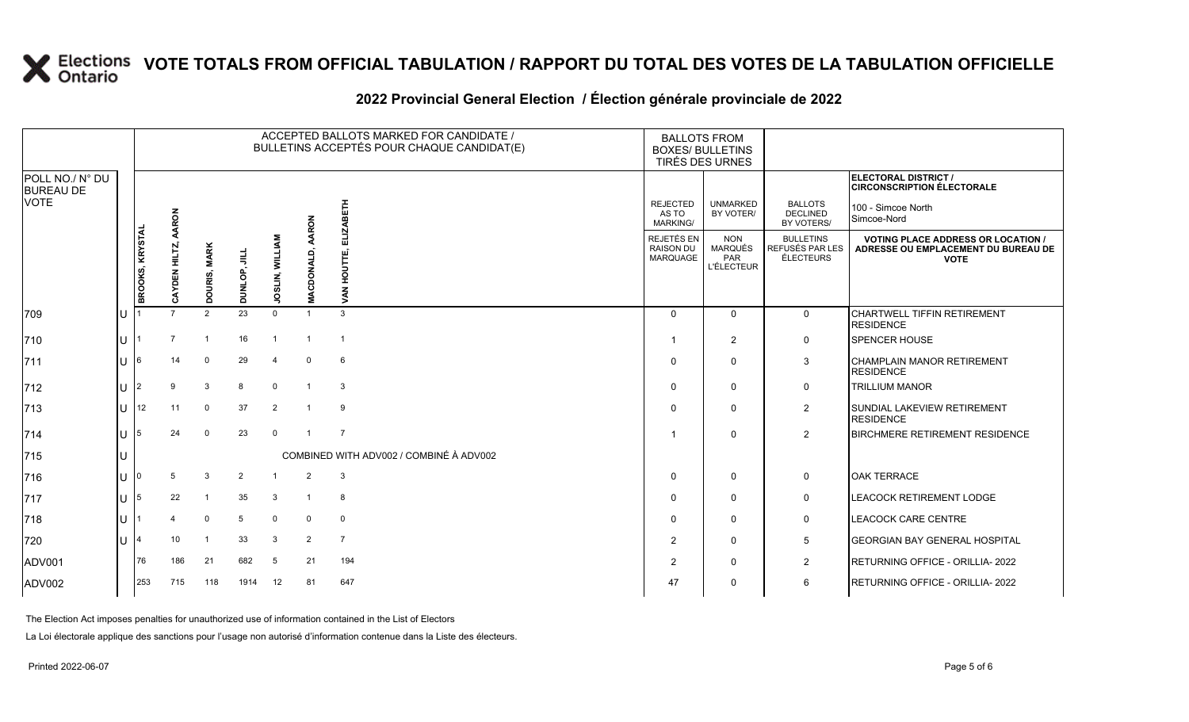# VOTE TOTALS FROM OFFICIAL TABULATION / RAPPORT DU TOTAL DES VOTES DE LA TABULATION OFFICIELLE

## 2022 Provincial General Election / Élection générale provinciale de 2022

| POLL NO./ N° DU BUREAU DE VOTE | | ACCEPTED BALLOTS MARKED FOR CANDIDATE / BULLETINS ACCEPTÉS POUR CHAQUE CANDIDAT(E) | | | | | | | BALLOTS FROM BOXES/ BULLETINS TIRÉS DES URNES | | | ELECTORAL DISTRICT / CIRCONSCRIPTION ÉLECTORALE 100 - Simcoe North Simcoe-Nord |
|---|---|---|---|---|---|---|---|---|---|---|---|---|
| | | BROOKS, KRYSTAL | CAYDEN HILTZ, AARON | DOURIS, MARK | DUNLOP, JILL | JOSLIN, WILLIAM | MACDONALD, AARON | VAN HOUTTE, ELIZABETH | REJECTED AS TO MARKING/ REJETÉS EN RAISON DU MARQUAGE | UNMARKED BY VOTER/ NON MARQUÉS PAR L'ÉLECTEUR | BALLOTS DECLINED BY VOTERS/ BULLETINS REFUSÉS PAR LES ÉLECTEURS | VOTING PLACE ADDRESS OR LOCATION / ADRESSE OU EMPLACEMENT DU BUREAU DE VOTE |
| 709 | U | 1 | 7 | 2 | 23 | 0 | 1 | 3 | 0 | 0 | 0 | CHARTWELL TIFFIN RETIREMENT RESIDENCE |
| 710 | U | 1 | 7 | 1 | 16 | 1 | 1 | 1 | 1 | 2 | 0 | SPENCER HOUSE |
| 711 | U | 6 | 14 | 0 | 29 | 4 | 0 | 6 | 0 | 0 | 3 | CHAMPLAIN MANOR RETIREMENT RESIDENCE |
| 712 | U | 2 | 9 | 3 | 8 | 0 | 1 | 3 | 0 | 0 | 0 | TRILLIUM MANOR |
| 713 | U | 12 | 11 | 0 | 37 | 2 | 1 | 9 | 0 | 0 | 2 | SUNDIAL LAKEVIEW RETIREMENT RESIDENCE |
| 714 | U | 5 | 24 | 0 | 23 | 0 | 1 | 7 | 1 | 0 | 2 | BIRCHMERE RETIREMENT RESIDENCE |
| 715 | U | COMBINED WITH ADV002 / COMBINÉ À ADV002 | | | | | | | | | | |
| 716 | U | 0 | 5 | 3 | 2 | 1 | 2 | 3 | 0 | 0 | 0 | OAK TERRACE |
| 717 | U | 5 | 22 | 1 | 35 | 3 | 1 | 8 | 0 | 0 | 0 | LEACOCK RETIREMENT LODGE |
| 718 | U | 1 | 4 | 0 | 5 | 0 | 0 | 0 | 0 | 0 | 0 | LEACOCK CARE CENTRE |
| 720 | U | 4 | 10 | 1 | 33 | 3 | 2 | 7 | 2 | 0 | 5 | GEORGIAN BAY GENERAL HOSPITAL |
| ADV001 | | 76 | 186 | 21 | 682 | 5 | 21 | 194 | 2 | 0 | 2 | RETURNING OFFICE - ORILLIA- 2022 |
| ADV002 | | 253 | 715 | 118 | 1914 | 12 | 81 | 647 | 47 | 0 | 6 | RETURNING OFFICE - ORILLIA- 2022 |

The Election Act imposes penalties for unauthorized use of information contained in the List of Electors

La Loi électorale applique des sanctions pour l'usage non autorisé d'information contenue dans la Liste des électeurs.

Printed 2022-06-07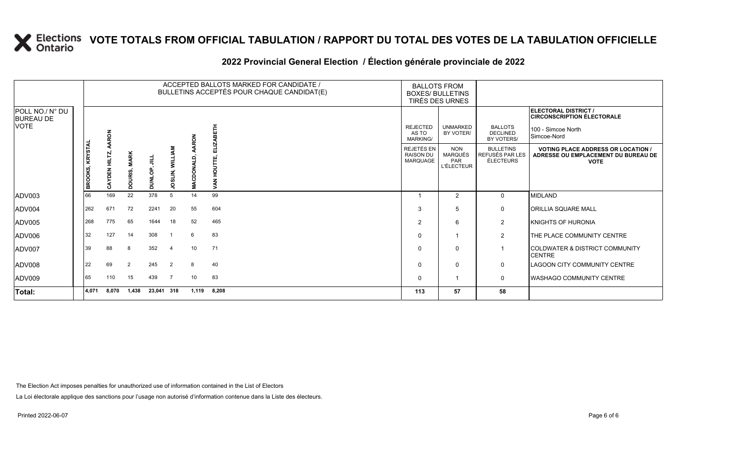# VOTE TOTALS FROM OFFICIAL TABULATION / RAPPORT DU TOTAL DES VOTES DE LA TABULATION OFFICIELLE

## 2022 Provincial General Election / Élection générale provinciale de 2022

| POLL NO./ N° DU BUREAU DE VOTE | ACCEPTED BALLOTS MARKED FOR CANDIDATE / BULLETINS ACCEPTÉS POUR CHAQUE CANDIDAT(E) | | | | | | | BALLOTS FROM BOXES/ BULLETINS TIRÉS DES URNES | | | ELECTORAL DISTRICT / CIRCONSCRIPTION ÉLECTORALE 100 - Simcoe North Simcoe-Nord |
|---|---|---|---|---|---|---|---|---|---|---|---|
| | BROOKS, KRYSTAL | CAYDEN HILTZ, AARON | DOURIS, MARK | DUNLOP, JILL | JOSLIN, WILLIAM | MACDONALD, AARON | VAN HOUTTE, ELIZABETH | REJECTED AS TO MARKING/ REJETÉS EN RAISON DU MARQUAGE | UNMARKED BY VOTER/ NON MARQUÉS PAR L'ÉLECTEUR | BALLOTS DECLINED BY VOTERS/ BULLETINS REFUSÉS PAR LES ÉLECTEURS | VOTING PLACE ADDRESS OR LOCATION / ADRESSE OU EMPLACEMENT DU BUREAU DE VOTE |
| ADV003 | 66 | 169 | 22 | 378 | 5 | 14 | 99 | 1 | 2 | 0 | MIDLAND |
| ADV004 | 262 | 671 | 72 | 2241 | 20 | 55 | 604 | 3 | 5 | 0 | ORILLIA SQUARE MALL |
| ADV005 | 268 | 775 | 65 | 1644 | 18 | 52 | 465 | 2 | 6 | 2 | KNIGHTS OF HURONIA |
| ADV006 | 32 | 127 | 14 | 308 | 1 | 6 | 83 | 0 | 1 | 2 | THE PLACE COMMUNITY CENTRE |
| ADV007 | 39 | 88 | 8 | 352 | 4 | 10 | 71 | 0 | 0 | 1 | COLDWATER & DISTRICT COMMUNITY CENTRE |
| ADV008 | 22 | 69 | 2 | 245 | 2 | 8 | 40 | 0 | 0 | 0 | LAGOON CITY COMMUNITY CENTRE |
| ADV009 | 65 | 110 | 15 | 439 | 7 | 10 | 83 | 0 | 1 | 0 | WASHAGO COMMUNITY CENTRE |
| **Total:** | **4,071** | **8,070** | **1,438** | **23,041** | **318** | **1,119** | **8,208** | **113** | **57** | **58** | |

The Election Act imposes penalties for unauthorized use of information contained in the List of Electors

La Loi électorale applique des sanctions pour l'usage non autorisé d'information contenue dans la Liste des électeurs.

Printed 2022-06-07